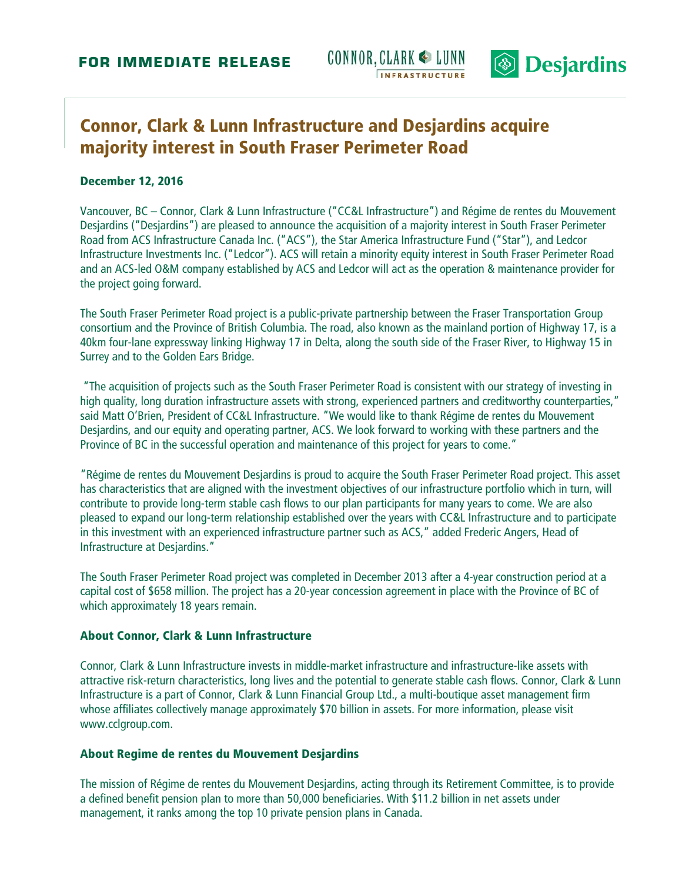**FOR IMMEDIATE RELEASE**

# Connor, Clark & Lunn Infrastructure and Desjardins acquire majority interest in South Fraser Perimeter Road

**December 12, 2016**

Vancouver, BC – Connor, Clark & Lunn Infrastructure ("CC&L Infrastructure") and Régime de rentes du Mouvement Desjardins ("Desjardins") are pleased to announce the acquisition of a majority interest in South Fraser Perimeter Road from ACS Infrastructure Canada Inc. ("ACS"), the Star America Infrastructure Fund ("Star"), and Ledcor Infrastructure Investments Inc. ("Ledcor"). ACS will retain a minority equity interest in South Fraser Perimeter Road and an ACS-led O&M company established by ACS and Ledcor will act as the operation & maintenance provider for the project going forward.

The South Fraser Perimeter Road project is a public-private partnership between the Fraser Transportation Group consortium and the Province of British Columbia. The road, also known as the mainland portion of Highway 17, is a 40km four-lane expressway linking Highway 17 in Delta, along the south side of the Fraser River, to Highway 15 in Surrey and to the Golden Ears Bridge.

"The acquisition of projects such as the South Fraser Perimeter Road is consistent with our strategy of investing in high quality, long duration infrastructure assets with strong, experienced partners and creditworthy counterparties," said Matt O'Brien, President of CC&L Infrastructure. "We would like to thank Régime de rentes du Mouvement Desjardins, and our equity and operating partner, ACS. We look forward to working with these partners and the Province of BC in the successful operation and maintenance of this project for years to come."

"Régime de rentes du Mouvement Desjardins is proud to acquire the South Fraser Perimeter Road project. This asset has characteristics that are aligned with the investment objectives of our infrastructure portfolio which in turn, will contribute to provide long-term stable cash flows to our plan participants for many years to come. We are also pleased to expand our long-term relationship established over the years with CC&L Infrastructure and to participate in this investment with an experienced infrastructure partner such as ACS," added Frederic Angers, Head of Infrastructure at Desjardins."

The South Fraser Perimeter Road project was completed in December 2013 after a 4-year construction period at a capital cost of $658 million. The project has a 20-year concession agreement in place with the Province of BC of which approximately 18 years remain.

### About Connor, Clark & Lunn Infrastructure

Connor, Clark & Lunn Infrastructure invests in middle-market infrastructure and infrastructure-like assets with attractive risk-return characteristics, long lives and the potential to generate stable cash flows. Connor, Clark & Lunn Infrastructure is a part of Connor, Clark & Lunn Financial Group Ltd., a multi-boutique asset management firm whose affiliates collectively manage approximately $70 billion in assets. For more information, please visit www.cclgroup.com.

### About Regime de rentes du Mouvement Desjardins

The mission of Régime de rentes du Mouvement Desjardins, acting through its Retirement Committee, is to provide a defined benefit pension plan to more than 50,000 beneficiaries. With $11.2 billion in net assets under management, it ranks among the top 10 private pension plans in Canada.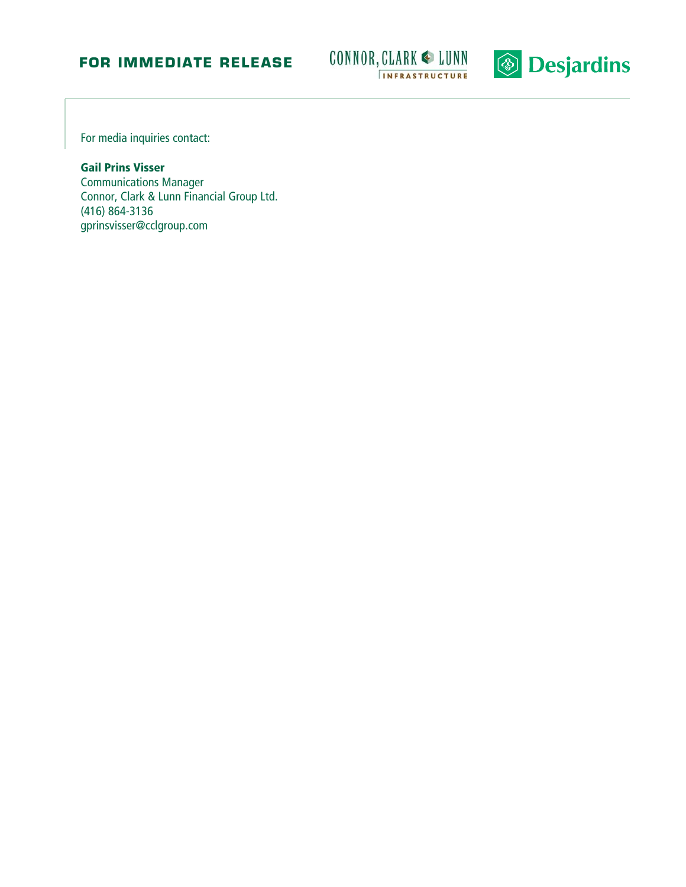**FOR IMMEDIATE RELEASE**

CONNOR, CLARK & LUNN INFRASTRUCTURE

Desjardins

For media inquiries contact:

**Gail Prins Visser**
Communications Manager
Connor, Clark & Lunn Financial Group Ltd.
(416) 864-3136
gprinsvisser@cclgroup.com